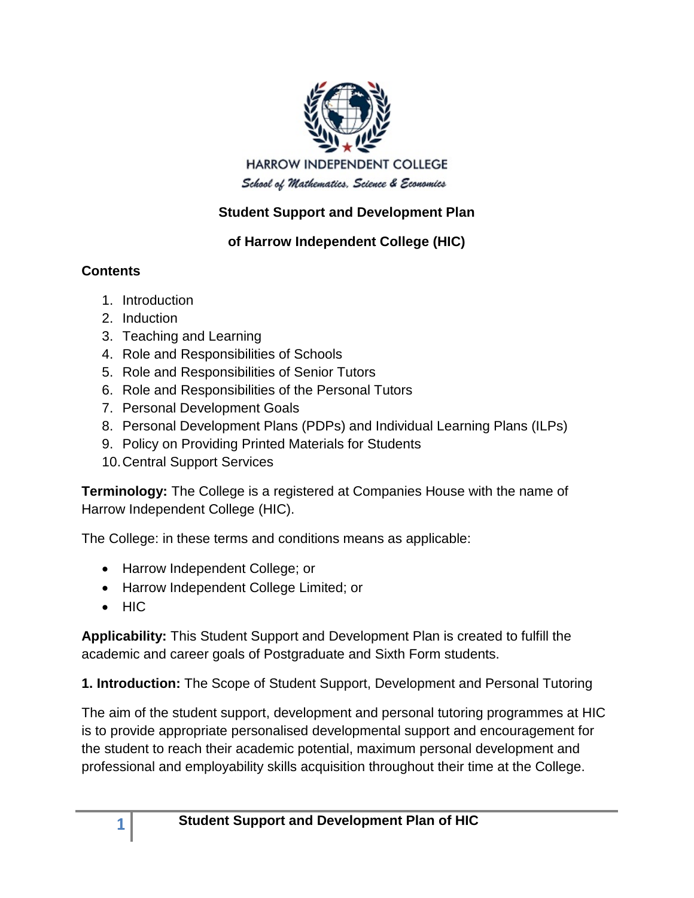HARROW INDEPENDENT COLLEGE

*School of Mathematics, Science & Economics*

# Student Support and Development Plan

# of Harrow Independent College (HIC)

## Contents

1. Introduction
2. Induction
3. Teaching and Learning
4. Role and Responsibilities of Schools
5. Role and Responsibilities of Senior Tutors
6. Role and Responsibilities of the Personal Tutors
7. Personal Development Goals
8. Personal Development Plans (PDPs) and Individual Learning Plans (ILPs)
9. Policy on Providing Printed Materials for Students
10. Central Support Services

**Terminology:** The College is a registered at Companies House with the name of Harrow Independent College (HIC).

The College: in these terms and conditions means as applicable:

- Harrow Independent College; or
- Harrow Independent College Limited; or
- HIC

**Applicability:** This Student Support and Development Plan is created to fulfill the academic and career goals of Postgraduate and Sixth Form students.

**1. Introduction:** The Scope of Student Support, Development and Personal Tutoring

The aim of the student support, development and personal tutoring programmes at HIC is to provide appropriate personalised developmental support and encouragement for the student to reach their academic potential, maximum personal development and professional and employability skills acquisition throughout their time at the College.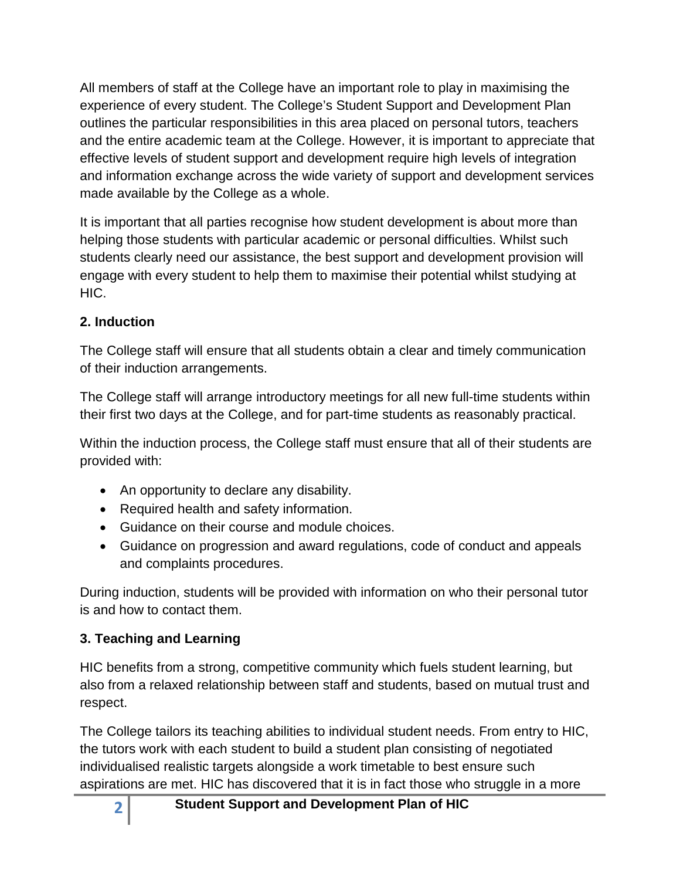All members of staff at the College have an important role to play in maximising the experience of every student. The College's Student Support and Development Plan outlines the particular responsibilities in this area placed on personal tutors, teachers and the entire academic team at the College. However, it is important to appreciate that effective levels of student support and development require high levels of integration and information exchange across the wide variety of support and development services made available by the College as a whole.

It is important that all parties recognise how student development is about more than helping those students with particular academic or personal difficulties. Whilst such students clearly need our assistance, the best support and development provision will engage with every student to help them to maximise their potential whilst studying at HIC.

## 2. Induction

The College staff will ensure that all students obtain a clear and timely communication of their induction arrangements.

The College staff will arrange introductory meetings for all new full-time students within their first two days at the College, and for part-time students as reasonably practical.

Within the induction process, the College staff must ensure that all of their students are provided with:

- An opportunity to declare any disability.
- Required health and safety information.
- Guidance on their course and module choices.
- Guidance on progression and award regulations, code of conduct and appeals and complaints procedures.

During induction, students will be provided with information on who their personal tutor is and how to contact them.

## 3. Teaching and Learning

HIC benefits from a strong, competitive community which fuels student learning, but also from a relaxed relationship between staff and students, based on mutual trust and respect.

The College tailors its teaching abilities to individual student needs. From entry to HIC, the tutors work with each student to build a student plan consisting of negotiated individualised realistic targets alongside a work timetable to best ensure such aspirations are met. HIC has discovered that it is in fact those who struggle in a more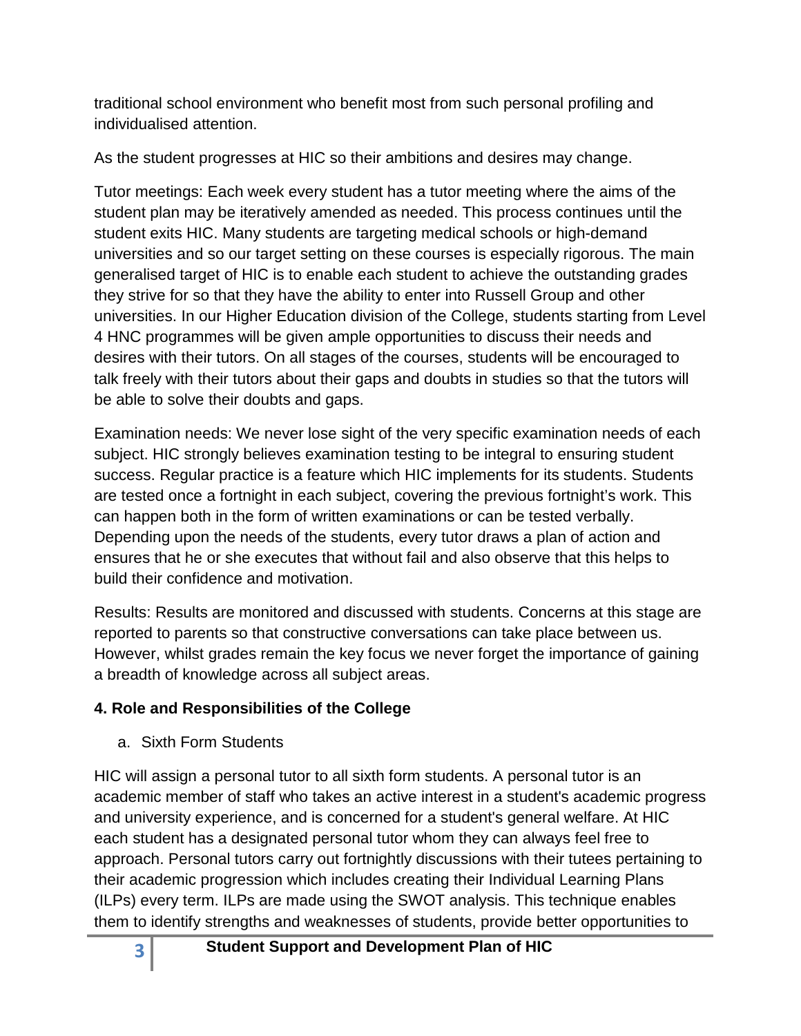traditional school environment who benefit most from such personal profiling and individualised attention.

As the student progresses at HIC so their ambitions and desires may change.

Tutor meetings: Each week every student has a tutor meeting where the aims of the student plan may be iteratively amended as needed. This process continues until the student exits HIC. Many students are targeting medical schools or high-demand universities and so our target setting on these courses is especially rigorous. The main generalised target of HIC is to enable each student to achieve the outstanding grades they strive for so that they have the ability to enter into Russell Group and other universities. In our Higher Education division of the College, students starting from Level 4 HNC programmes will be given ample opportunities to discuss their needs and desires with their tutors. On all stages of the courses, students will be encouraged to talk freely with their tutors about their gaps and doubts in studies so that the tutors will be able to solve their doubts and gaps.

Examination needs: We never lose sight of the very specific examination needs of each subject. HIC strongly believes examination testing to be integral to ensuring student success. Regular practice is a feature which HIC implements for its students. Students are tested once a fortnight in each subject, covering the previous fortnight's work. This can happen both in the form of written examinations or can be tested verbally. Depending upon the needs of the students, every tutor draws a plan of action and ensures that he or she executes that without fail and also observe that this helps to build their confidence and motivation.

Results: Results are monitored and discussed with students. Concerns at this stage are reported to parents so that constructive conversations can take place between us. However, whilst grades remain the key focus we never forget the importance of gaining a breadth of knowledge across all subject areas.

## 4. Role and Responsibilities of the College

a. Sixth Form Students

HIC will assign a personal tutor to all sixth form students. A personal tutor is an academic member of staff who takes an active interest in a student's academic progress and university experience, and is concerned for a student's general welfare. At HIC each student has a designated personal tutor whom they can always feel free to approach. Personal tutors carry out fortnightly discussions with their tutees pertaining to their academic progression which includes creating their Individual Learning Plans (ILPs) every term. ILPs are made using the SWOT analysis. This technique enables them to identify strengths and weaknesses of students, provide better opportunities to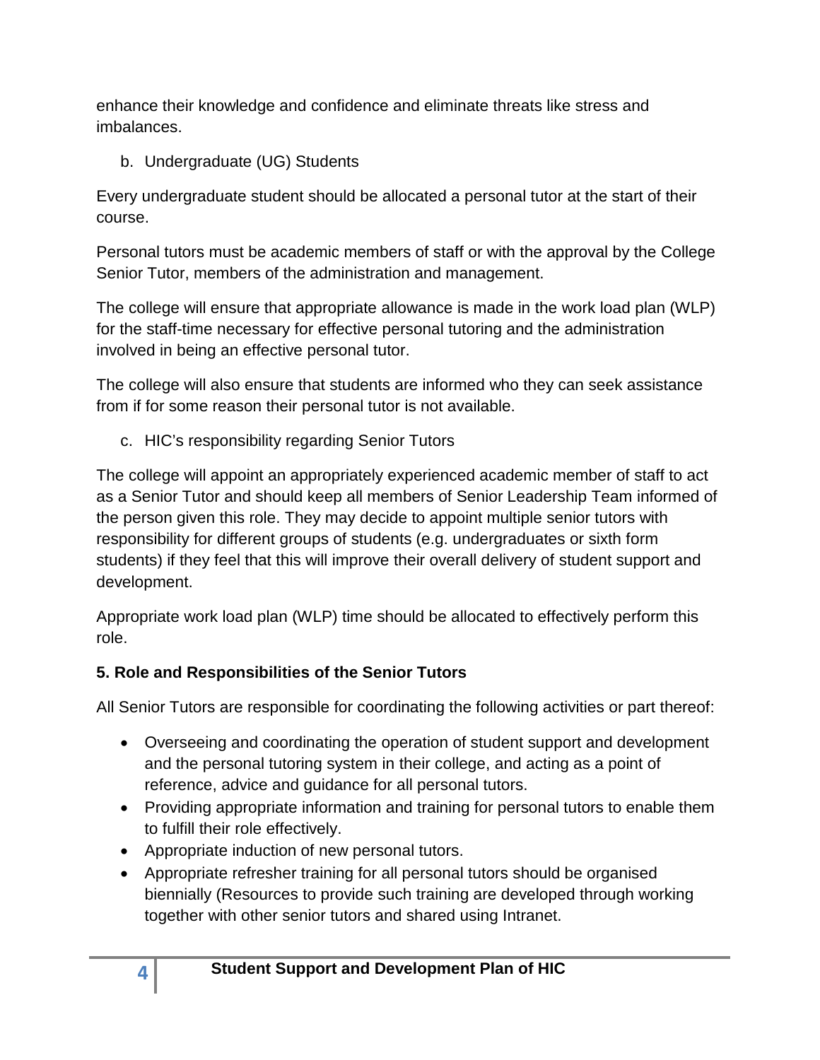enhance their knowledge and confidence and eliminate threats like stress and imbalances.

b. Undergraduate (UG) Students

Every undergraduate student should be allocated a personal tutor at the start of their course.

Personal tutors must be academic members of staff or with the approval by the College Senior Tutor, members of the administration and management.

The college will ensure that appropriate allowance is made in the work load plan (WLP) for the staff-time necessary for effective personal tutoring and the administration involved in being an effective personal tutor.

The college will also ensure that students are informed who they can seek assistance from if for some reason their personal tutor is not available.

c. HIC's responsibility regarding Senior Tutors

The college will appoint an appropriately experienced academic member of staff to act as a Senior Tutor and should keep all members of Senior Leadership Team informed of the person given this role. They may decide to appoint multiple senior tutors with responsibility for different groups of students (e.g. undergraduates or sixth form students) if they feel that this will improve their overall delivery of student support and development.

Appropriate work load plan (WLP) time should be allocated to effectively perform this role.

**5. Role and Responsibilities of the Senior Tutors**

All Senior Tutors are responsible for coordinating the following activities or part thereof:

- Overseeing and coordinating the operation of student support and development and the personal tutoring system in their college, and acting as a point of reference, advice and guidance for all personal tutors.
- Providing appropriate information and training for personal tutors to enable them to fulfill their role effectively.
- Appropriate induction of new personal tutors.
- Appropriate refresher training for all personal tutors should be organised biennially (Resources to provide such training are developed through working together with other senior tutors and shared using Intranet.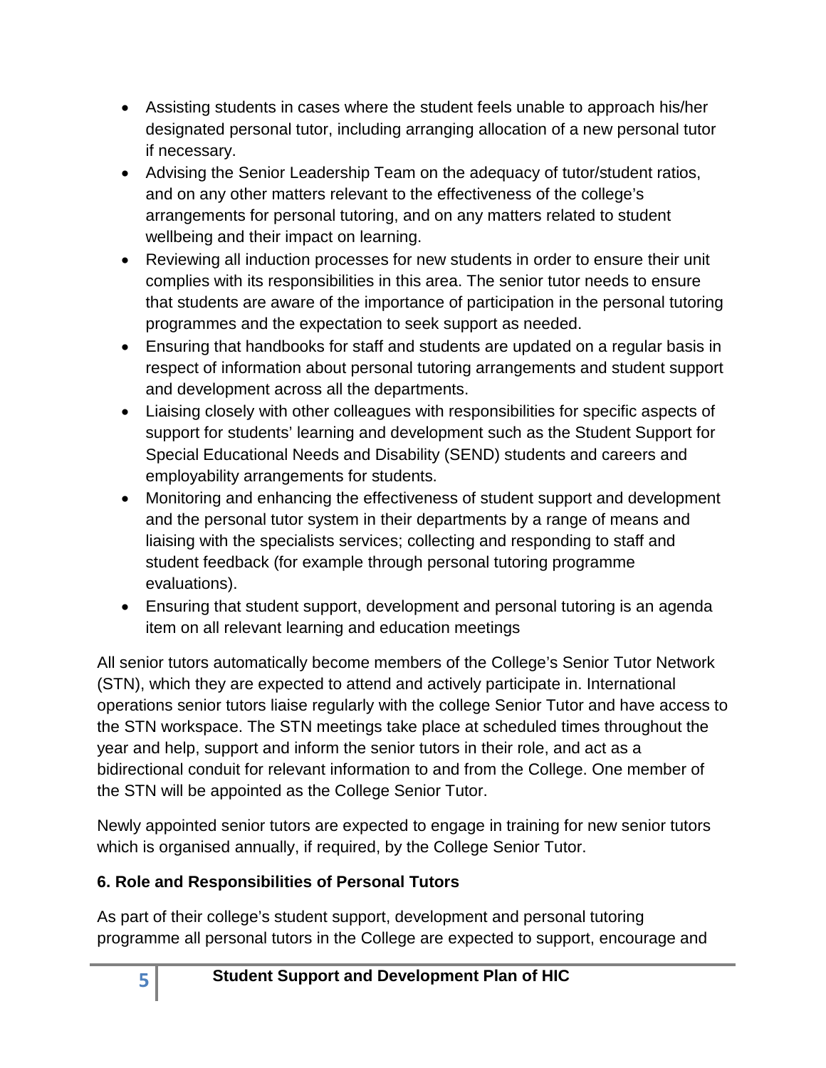- Assisting students in cases where the student feels unable to approach his/her designated personal tutor, including arranging allocation of a new personal tutor if necessary.
- Advising the Senior Leadership Team on the adequacy of tutor/student ratios, and on any other matters relevant to the effectiveness of the college's arrangements for personal tutoring, and on any matters related to student wellbeing and their impact on learning.
- Reviewing all induction processes for new students in order to ensure their unit complies with its responsibilities in this area. The senior tutor needs to ensure that students are aware of the importance of participation in the personal tutoring programmes and the expectation to seek support as needed.
- Ensuring that handbooks for staff and students are updated on a regular basis in respect of information about personal tutoring arrangements and student support and development across all the departments.
- Liaising closely with other colleagues with responsibilities for specific aspects of support for students' learning and development such as the Student Support for Special Educational Needs and Disability (SEND) students and careers and employability arrangements for students.
- Monitoring and enhancing the effectiveness of student support and development and the personal tutor system in their departments by a range of means and liaising with the specialists services; collecting and responding to staff and student feedback (for example through personal tutoring programme evaluations).
- Ensuring that student support, development and personal tutoring is an agenda item on all relevant learning and education meetings

All senior tutors automatically become members of the College's Senior Tutor Network (STN), which they are expected to attend and actively participate in. International operations senior tutors liaise regularly with the college Senior Tutor and have access to the STN workspace. The STN meetings take place at scheduled times throughout the year and help, support and inform the senior tutors in their role, and act as a bidirectional conduit for relevant information to and from the College. One member of the STN will be appointed as the College Senior Tutor.

Newly appointed senior tutors are expected to engage in training for new senior tutors which is organised annually, if required, by the College Senior Tutor.

## 6. Role and Responsibilities of Personal Tutors

As part of their college's student support, development and personal tutoring programme all personal tutors in the College are expected to support, encourage and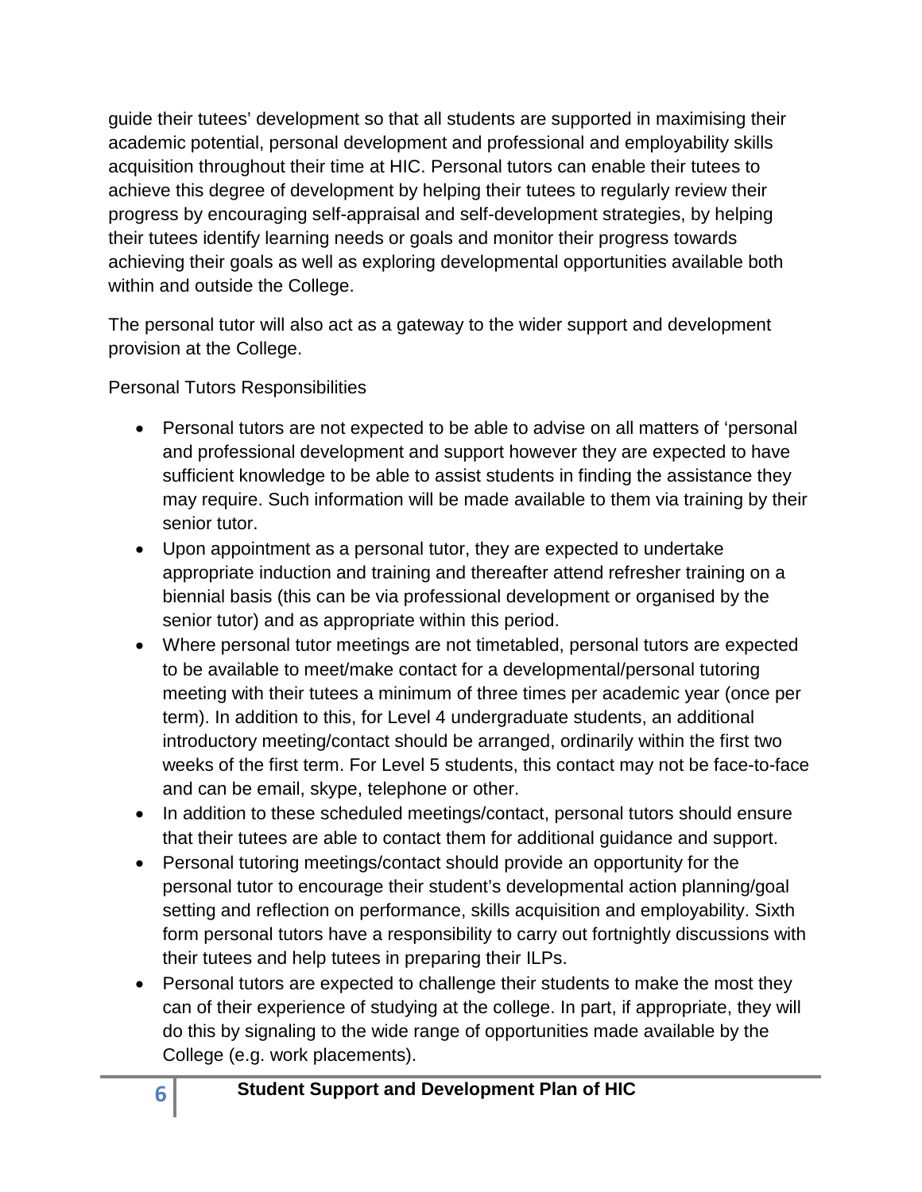guide their tutees' development so that all students are supported in maximising their academic potential, personal development and professional and employability skills acquisition throughout their time at HIC. Personal tutors can enable their tutees to achieve this degree of development by helping their tutees to regularly review their progress by encouraging self-appraisal and self-development strategies, by helping their tutees identify learning needs or goals and monitor their progress towards achieving their goals as well as exploring developmental opportunities available both within and outside the College.

The personal tutor will also act as a gateway to the wider support and development provision at the College.

Personal Tutors Responsibilities

- Personal tutors are not expected to be able to advise on all matters of 'personal and professional development and support however they are expected to have sufficient knowledge to be able to assist students in finding the assistance they may require. Such information will be made available to them via training by their senior tutor.
- Upon appointment as a personal tutor, they are expected to undertake appropriate induction and training and thereafter attend refresher training on a biennial basis (this can be via professional development or organised by the senior tutor) and as appropriate within this period.
- Where personal tutor meetings are not timetabled, personal tutors are expected to be available to meet/make contact for a developmental/personal tutoring meeting with their tutees a minimum of three times per academic year (once per term). In addition to this, for Level 4 undergraduate students, an additional introductory meeting/contact should be arranged, ordinarily within the first two weeks of the first term. For Level 5 students, this contact may not be face-to-face and can be email, skype, telephone or other.
- In addition to these scheduled meetings/contact, personal tutors should ensure that their tutees are able to contact them for additional guidance and support.
- Personal tutoring meetings/contact should provide an opportunity for the personal tutor to encourage their student's developmental action planning/goal setting and reflection on performance, skills acquisition and employability. Sixth form personal tutors have a responsibility to carry out fortnightly discussions with their tutees and help tutees in preparing their ILPs.
- Personal tutors are expected to challenge their students to make the most they can of their experience of studying at the college. In part, if appropriate, they will do this by signaling to the wide range of opportunities made available by the College (e.g. work placements).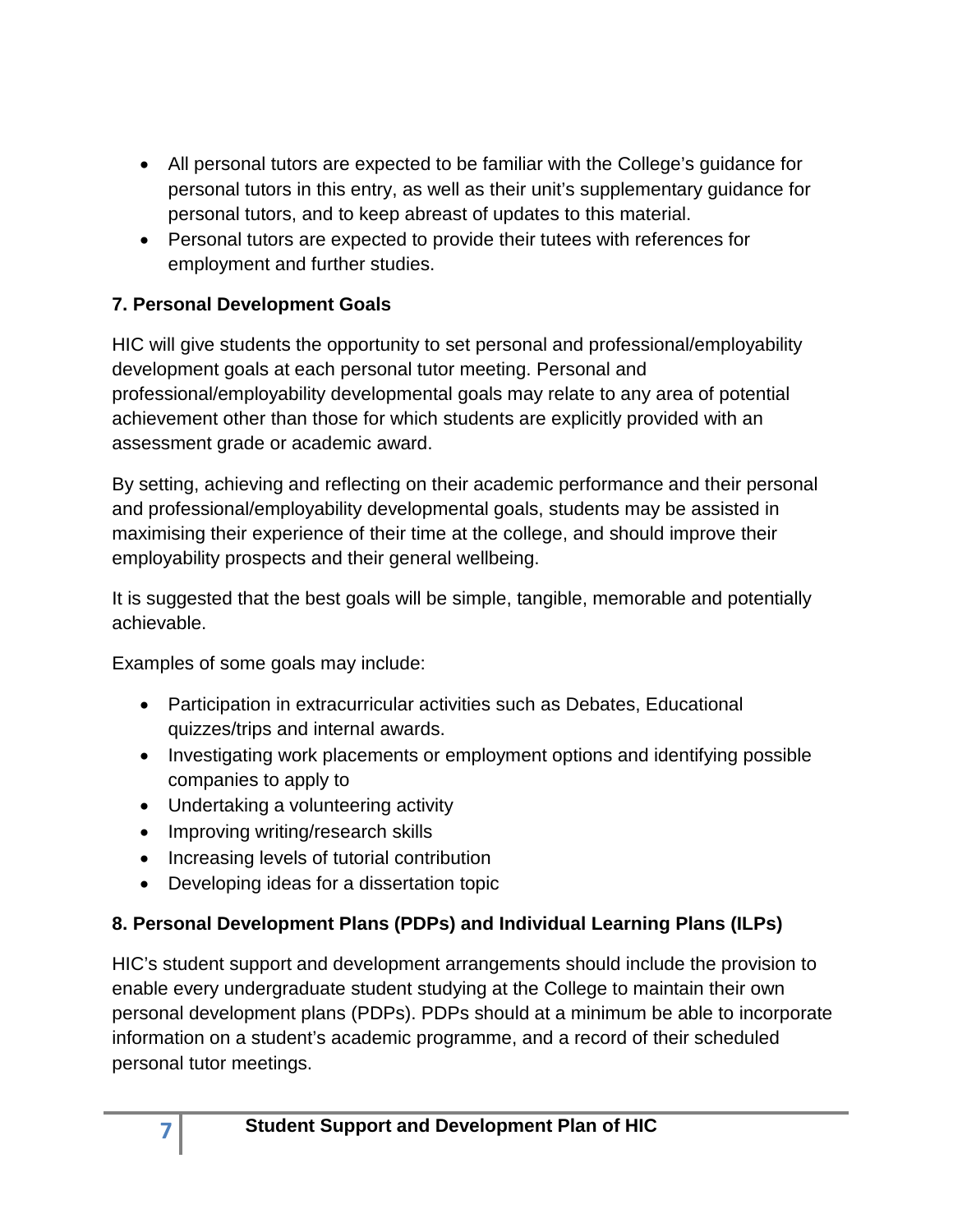- All personal tutors are expected to be familiar with the College's guidance for personal tutors in this entry, as well as their unit's supplementary guidance for personal tutors, and to keep abreast of updates to this material.
- Personal tutors are expected to provide their tutees with references for employment and further studies.

### 7. Personal Development Goals

HIC will give students the opportunity to set personal and professional/employability development goals at each personal tutor meeting. Personal and professional/employability developmental goals may relate to any area of potential achievement other than those for which students are explicitly provided with an assessment grade or academic award.

By setting, achieving and reflecting on their academic performance and their personal and professional/employability developmental goals, students may be assisted in maximising their experience of their time at the college, and should improve their employability prospects and their general wellbeing.

It is suggested that the best goals will be simple, tangible, memorable and potentially achievable.

Examples of some goals may include:

- Participation in extracurricular activities such as Debates, Educational quizzes/trips and internal awards.
- Investigating work placements or employment options and identifying possible companies to apply to
- Undertaking a volunteering activity
- Improving writing/research skills
- Increasing levels of tutorial contribution
- Developing ideas for a dissertation topic

### 8. Personal Development Plans (PDPs) and Individual Learning Plans (ILPs)

HIC's student support and development arrangements should include the provision to enable every undergraduate student studying at the College to maintain their own personal development plans (PDPs). PDPs should at a minimum be able to incorporate information on a student's academic programme, and a record of their scheduled personal tutor meetings.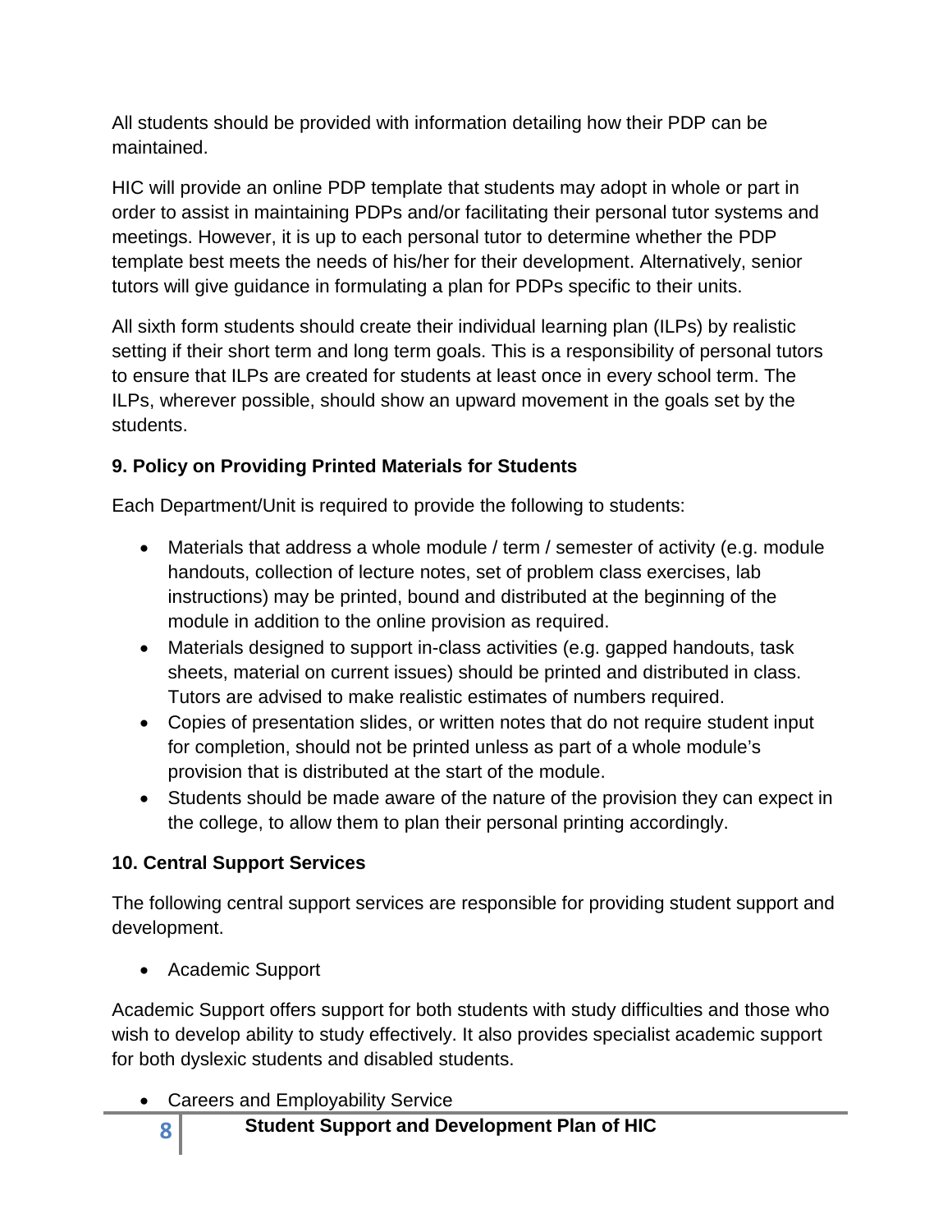All students should be provided with information detailing how their PDP can be maintained.

HIC will provide an online PDP template that students may adopt in whole or part in order to assist in maintaining PDPs and/or facilitating their personal tutor systems and meetings. However, it is up to each personal tutor to determine whether the PDP template best meets the needs of his/her for their development. Alternatively, senior tutors will give guidance in formulating a plan for PDPs specific to their units.

All sixth form students should create their individual learning plan (ILPs) by realistic setting if their short term and long term goals. This is a responsibility of personal tutors to ensure that ILPs are created for students at least once in every school term. The ILPs, wherever possible, should show an upward movement in the goals set by the students.

### 9. Policy on Providing Printed Materials for Students

Each Department/Unit is required to provide the following to students:

- Materials that address a whole module / term / semester of activity (e.g. module handouts, collection of lecture notes, set of problem class exercises, lab instructions) may be printed, bound and distributed at the beginning of the module in addition to the online provision as required.
- Materials designed to support in-class activities (e.g. gapped handouts, task sheets, material on current issues) should be printed and distributed in class. Tutors are advised to make realistic estimates of numbers required.
- Copies of presentation slides, or written notes that do not require student input for completion, should not be printed unless as part of a whole module's provision that is distributed at the start of the module.
- Students should be made aware of the nature of the provision they can expect in the college, to allow them to plan their personal printing accordingly.

### 10. Central Support Services

The following central support services are responsible for providing student support and development.

- Academic Support

Academic Support offers support for both students with study difficulties and those who wish to develop ability to study effectively. It also provides specialist academic support for both dyslexic students and disabled students.

- Careers and Employability Service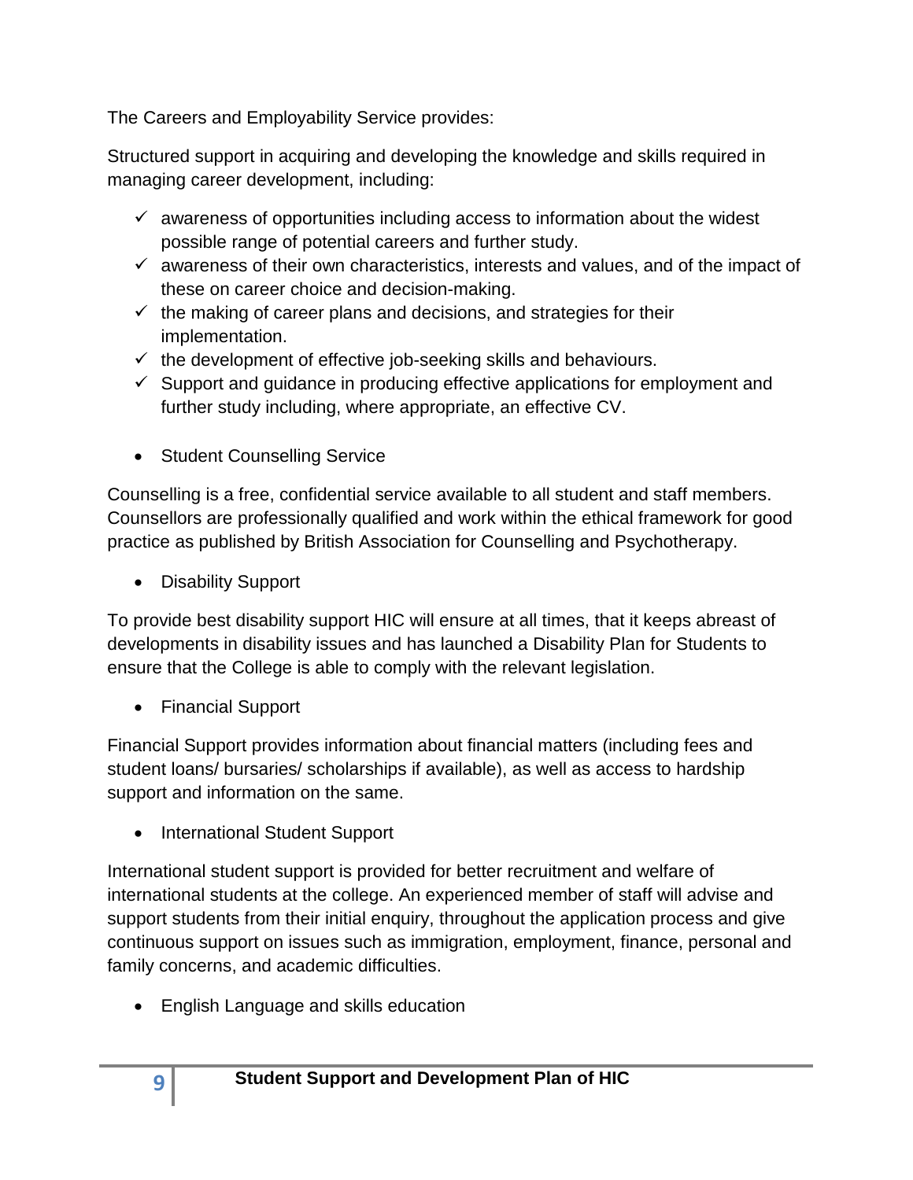The Careers and Employability Service provides:

Structured support in acquiring and developing the knowledge and skills required in managing career development, including:

- ✓ awareness of opportunities including access to information about the widest possible range of potential careers and further study.
- ✓ awareness of their own characteristics, interests and values, and of the impact of these on career choice and decision-making.
- ✓ the making of career plans and decisions, and strategies for their implementation.
- ✓ the development of effective job-seeking skills and behaviours.
- ✓ Support and guidance in producing effective applications for employment and further study including, where appropriate, an effective CV.

- Student Counselling Service

Counselling is a free, confidential service available to all student and staff members. Counsellors are professionally qualified and work within the ethical framework for good practice as published by British Association for Counselling and Psychotherapy.

- Disability Support

To provide best disability support HIC will ensure at all times, that it keeps abreast of developments in disability issues and has launched a Disability Plan for Students to ensure that the College is able to comply with the relevant legislation.

- Financial Support

Financial Support provides information about financial matters (including fees and student loans/ bursaries/ scholarships if available), as well as access to hardship support and information on the same.

- International Student Support

International student support is provided for better recruitment and welfare of international students at the college. An experienced member of staff will advise and support students from their initial enquiry, throughout the application process and give continuous support on issues such as immigration, employment, finance, personal and family concerns, and academic difficulties.

- English Language and skills education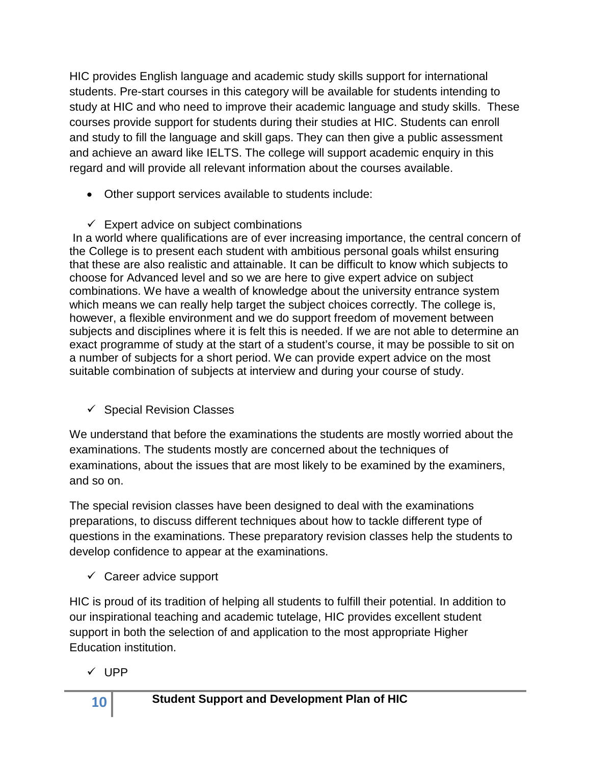HIC provides English language and academic study skills support for international students. Pre-start courses in this category will be available for students intending to study at HIC and who need to improve their academic language and study skills. These courses provide support for students during their studies at HIC. Students can enroll and study to fill the language and skill gaps. They can then give a public assessment and achieve an award like IELTS. The college will support academic enquiry in this regard and will provide all relevant information about the courses available.

- Other support services available to students include:

  - ✓ Expert advice on subject combinations

In a world where qualifications are of ever increasing importance, the central concern of the College is to present each student with ambitious personal goals whilst ensuring that these are also realistic and attainable. It can be difficult to know which subjects to choose for Advanced level and so we are here to give expert advice on subject combinations. We have a wealth of knowledge about the university entrance system which means we can really help target the subject choices correctly. The college is, however, a flexible environment and we do support freedom of movement between subjects and disciplines where it is felt this is needed. If we are not able to determine an exact programme of study at the start of a student's course, it may be possible to sit on a number of subjects for a short period. We can provide expert advice on the most suitable combination of subjects at interview and during your course of study.

  - ✓ Special Revision Classes

We understand that before the examinations the students are mostly worried about the examinations. The students mostly are concerned about the techniques of examinations, about the issues that are most likely to be examined by the examiners, and so on.

The special revision classes have been designed to deal with the examinations preparations, to discuss different techniques about how to tackle different type of questions in the examinations. These preparatory revision classes help the students to develop confidence to appear at the examinations.

  - ✓ Career advice support

HIC is proud of its tradition of helping all students to fulfill their potential. In addition to our inspirational teaching and academic tutelage, HIC provides excellent student support in both the selection of and application to the most appropriate Higher Education institution.

  - ✓ UPP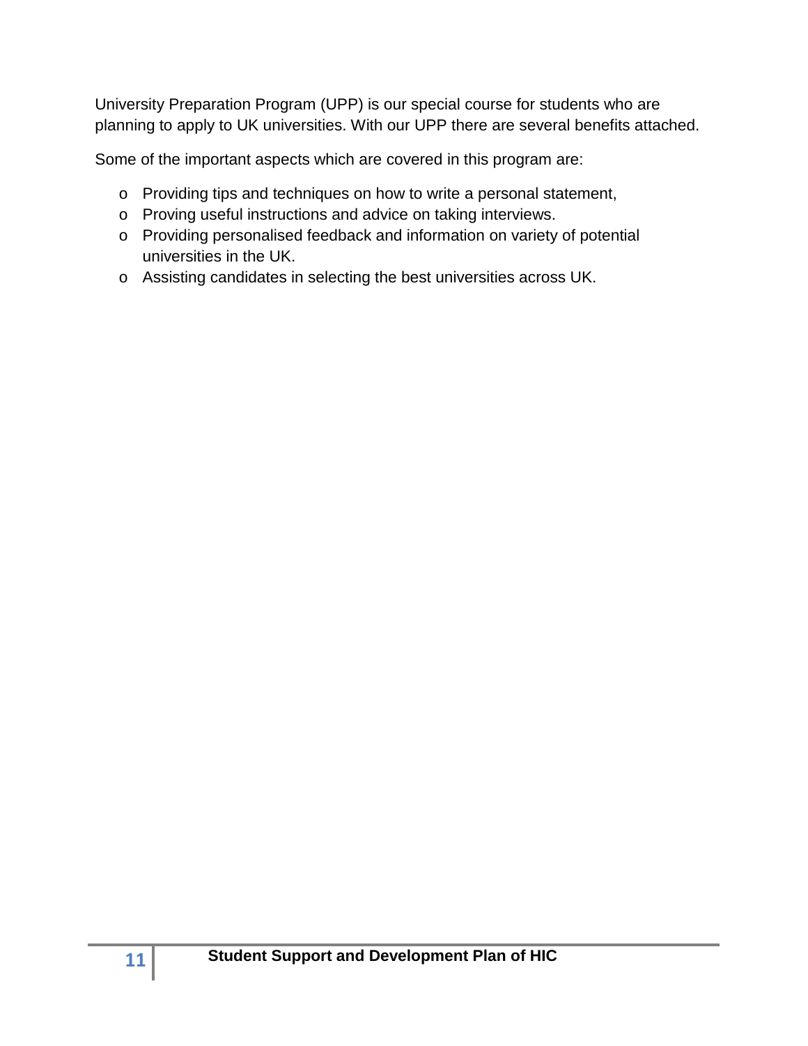University Preparation Program (UPP) is our special course for students who are planning to apply to UK universities. With our UPP there are several benefits attached.

Some of the important aspects which are covered in this program are:

- Providing tips and techniques on how to write a personal statement,
- Proving useful instructions and advice on taking interviews.
- Providing personalised feedback and information on variety of potential universities in the UK.
- Assisting candidates in selecting the best universities across UK.